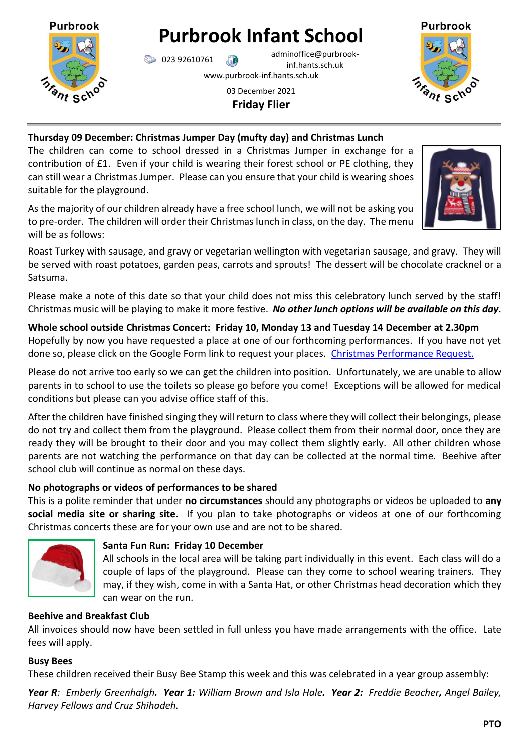# Purbrook Infant School

023 92610761 adminoffice@purbrook-inf.hants.sch.uk
www.purbrook-inf.hants.sch.uk

03 December 2021

**Friday Flier**

**Thursday 09 December: Christmas Jumper Day (mufty day) and Christmas Lunch**

The children can come to school dressed in a Christmas Jumper in exchange for a contribution of £1. Even if your child is wearing their forest school or PE clothing, they can still wear a Christmas Jumper. Please can you ensure that your child is wearing shoes suitable for the playground.

As the majority of our children already have a free school lunch, we will not be asking you to pre-order. The children will order their Christmas lunch in class, on the day. The menu will be as follows:

Roast Turkey with sausage, and gravy or vegetarian wellington with vegetarian sausage, and gravy. They will be served with roast potatoes, garden peas, carrots and sprouts! The dessert will be chocolate cracknel or a Satsuma.

Please make a note of this date so that your child does not miss this celebratory lunch served by the staff! Christmas music will be playing to make it more festive. ***No other lunch options will be available on this day.***

**Whole school outside Christmas Concert: Friday 10, Monday 13 and Tuesday 14 December at 2.30pm**

Hopefully by now you have requested a place at one of our forthcoming performances. If you have not yet done so, please click on the Google Form link to request your places. Christmas Performance Request.

Please do not arrive too early so we can get the children into position. Unfortunately, we are unable to allow parents in to school to use the toilets so please go before you come! Exceptions will be allowed for medical conditions but please can you advise office staff of this.

After the children have finished singing they will return to class where they will collect their belongings, please do not try and collect them from the playground. Please collect them from their normal door, once they are ready they will be brought to their door and you may collect them slightly early. All other children whose parents are not watching the performance on that day can be collected at the normal time. Beehive after school club will continue as normal on these days.

**No photographs or videos of performances to be shared**

This is a polite reminder that under **no circumstances** should any photographs or videos be uploaded to **any social media site or sharing site**. If you plan to take photographs or videos at one of our forthcoming Christmas concerts these are for your own use and are not to be shared.

**Santa Fun Run: Friday 10 December**

All schools in the local area will be taking part individually in this event. Each class will do a couple of laps of the playground. Please can they come to school wearing trainers. They may, if they wish, come in with a Santa Hat, or other Christmas head decoration which they can wear on the run.

**Beehive and Breakfast Club**

All invoices should now have been settled in full unless you have made arrangements with the office. Late fees will apply.

**Busy Bees**

These children received their Busy Bee Stamp this week and this was celebrated in a year group assembly:

***Year R**: Emberly Greenhalgh. **Year 1:** William Brown and Isla Hale. **Year 2:** Freddie Beacher, Angel Bailey, Harvey Fellows and Cruz Shihadeh.*

**PTO**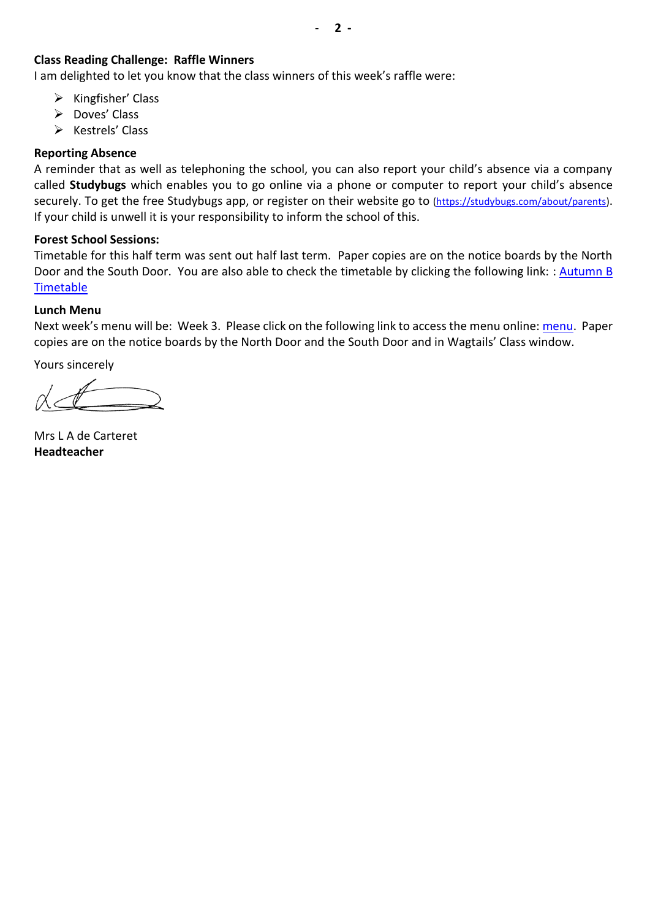**Class Reading Challenge: Raffle Winners**

I am delighted to let you know that the class winners of this week's raffle were:

- Kingfisher' Class
- Doves' Class
- Kestrels' Class

**Reporting Absence**

A reminder that as well as telephoning the school, you can also report your child's absence via a company called **Studybugs** which enables you to go online via a phone or computer to report your child's absence securely. To get the free Studybugs app, or register on their website go to (https://studybugs.com/about/parents). If your child is unwell it is your responsibility to inform the school of this.

**Forest School Sessions:**

Timetable for this half term was sent out half last term. Paper copies are on the notice boards by the North Door and the South Door. You are also able to check the timetable by clicking the following link: : Autumn B Timetable

**Lunch Menu**

Next week's menu will be: Week 3. Please click on the following link to access the menu online: menu. Paper copies are on the notice boards by the North Door and the South Door and in Wagtails' Class window.

Yours sincerely

Mrs L A de Carteret
**Headteacher**